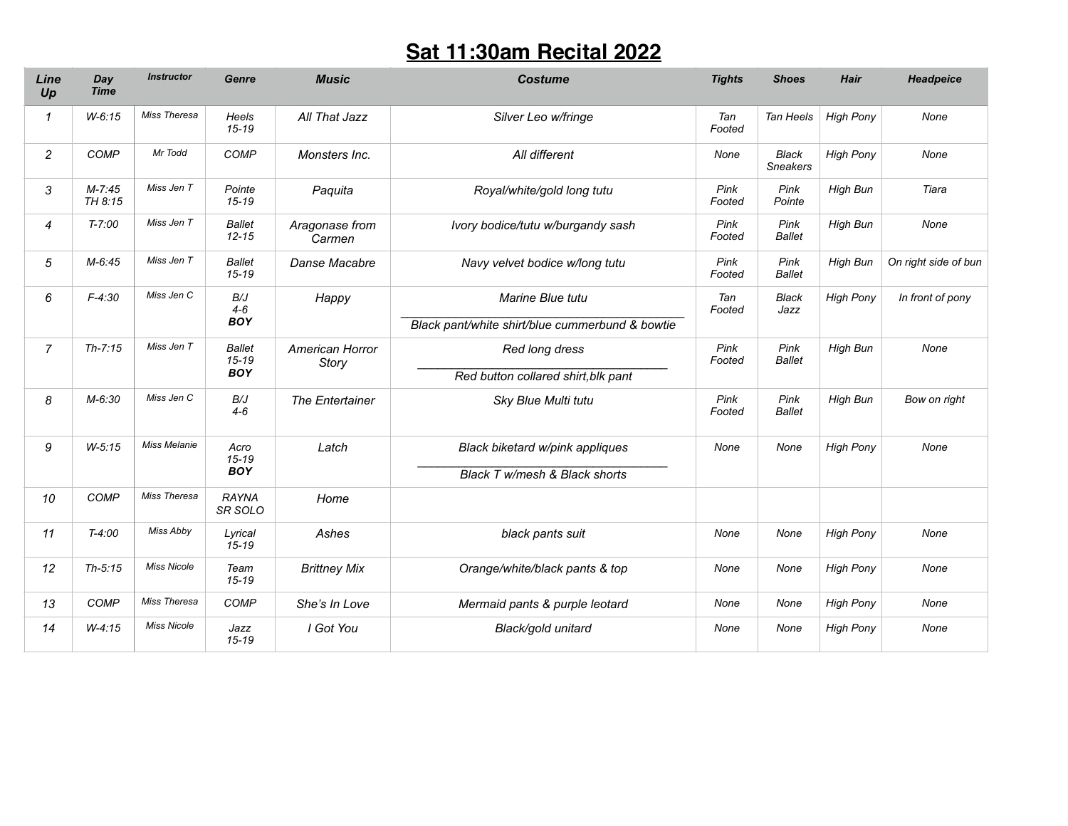# **Sat 11:30am Recital 2022**

| Line Up | Day Time | Instructor | Genre | Music | Costume | Tights | Shoes | Hair | Headpeice |
|---|---|---|---|---|---|---|---|---|---|
| 1 | W-6:15 | Miss Theresa | Heels 15-19 | All That Jazz | Silver Leo w/fringe | Tan Footed | Tan Heels | High Pony | None |
| 2 | COMP | Mr Todd | COMP | Monsters Inc. | All different | None | Black Sneakers | High Pony | None |
| 3 | M-7:45 TH 8:15 | Miss Jen T | Pointe 15-19 | Paquita | Royal/white/gold long tutu | Pink Footed | Pink Pointe | High Bun | Tiara |
| 4 | T-7:00 | Miss Jen T | Ballet 12-15 | Aragonase from Carmen | Ivory bodice/tutu w/burgandy sash | Pink Footed | Pink Ballet | High Bun | None |
| 5 | M-6:45 | Miss Jen T | Ballet 15-19 | Danse Macabre | Navy velvet bodice w/long tutu | Pink Footed | Pink Ballet | High Bun | On right side of bun |
| 6 | F-4:30 | Miss Jen C | B/J 4-6 **BOY** | Happy | Marine Blue tutu<br>Black pant/white shirt/blue cummerbund & bowtie | Tan Footed | Black Jazz | High Pony | In front of pony |
| 7 | Th-7:15 | Miss Jen T | Ballet 15-19 **BOY** | American Horror Story | Red long dress<br>Red button collared shirt,blk pant | Pink Footed | Pink Ballet | High Bun | None |
| 8 | M-6:30 | Miss Jen C | B/J 4-6 | The Entertainer | Sky Blue Multi tutu | Pink Footed | Pink Ballet | High Bun | Bow on right |
| 9 | W-5:15 | Miss Melanie | Acro 15-19 **BOY** | Latch | Black biketard w/pink appliques<br>Black T w/mesh & Black shorts | None | None | High Pony | None |
| 10 | COMP | Miss Theresa | RAYNA SR SOLO | Home | | | | | |
| 11 | T-4:00 | Miss Abby | Lyrical 15-19 | Ashes | black pants suit | None | None | High Pony | None |
| 12 | Th-5:15 | Miss Nicole | Team 15-19 | Brittney Mix | Orange/white/black pants & top | None | None | High Pony | None |
| 13 | COMP | Miss Theresa | COMP | She's In Love | Mermaid pants & purple leotard | None | None | High Pony | None |
| 14 | W-4:15 | Miss Nicole | Jazz 15-19 | I Got You | Black/gold unitard | None | None | High Pony | None |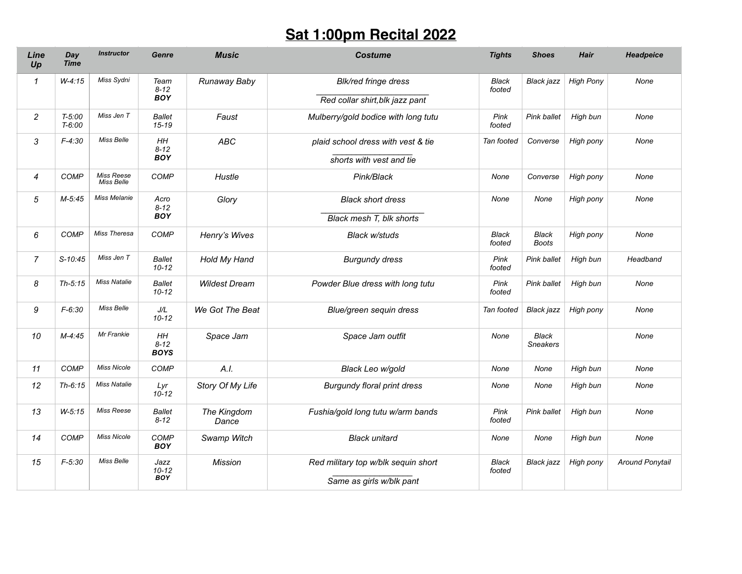# Sat 1:00pm Recital 2022

| Line Up | Day Time | Instructor | Genre | Music | Costume | Tights | Shoes | Hair | Headpeice |
|---|---|---|---|---|---|---|---|---|---|
| 1 | W-4:15 | Miss Sydni | Team 8-12 **BOY** | Runaway Baby | Blk/red fringe dress ___ Red collar shirt,blk jazz pant | Black footed | Black jazz | High Pony | None |
| 2 | T-5:00 T-6:00 | Miss Jen T | Ballet 15-19 | Faust | Mulberry/gold bodice with long tutu | Pink footed | Pink ballet | High bun | None |
| 3 | F-4:30 | Miss Belle | HH 8-12 **BOY** | ABC | plaid school dress with vest & tie ___ shorts with vest and tie | Tan footed | Converse | High pony | None |
| 4 | COMP | Miss Reese Miss Belle | COMP | Hustle | Pink/Black | None | Converse | High pony | None |
| 5 | M-5:45 | Miss Melanie | Acro 8-12 **BOY** | Glory | Black short dress ___ Black mesh T, blk shorts | None | None | High pony | None |
| 6 | COMP | Miss Theresa | COMP | Henry's Wives | Black w/studs | Black footed | Black Boots | High pony | None |
| 7 | S-10:45 | Miss Jen T | Ballet 10-12 | Hold My Hand | Burgundy dress | Pink footed | Pink ballet | High bun | Headband |
| 8 | Th-5:15 | Miss Natalie | Ballet 10-12 | Wildest Dream | Powder Blue dress with long tutu | Pink footed | Pink ballet | High bun | None |
| 9 | F-6:30 | Miss Belle | J/L 10-12 | We Got The Beat | Blue/green sequin dress | Tan footed | Black jazz | High pony | None |
| 10 | M-4:45 | Mr Frankie | HH 8-12 **BOYS** | Space Jam | Space Jam outfit | None | Black Sneakers | | None |
| 11 | COMP | Miss Nicole | COMP | A.I. | Black Leo w/gold | None | None | High bun | None |
| 12 | Th-6:15 | Miss Natalie | Lyr 10-12 | Story Of My Life | Burgundy floral print dress | None | None | High bun | None |
| 13 | W-5:15 | Miss Reese | Ballet 8-12 | The Kingdom Dance | Fushia/gold long tutu w/arm bands | Pink footed | Pink ballet | High bun | None |
| 14 | COMP | Miss Nicole | COMP **BOY** | Swamp Witch | Black unitard | None | None | High bun | None |
| 15 | F-5:30 | Miss Belle | Jazz 10-12 **BOY** | Mission | Red military top w/blk sequin short ___ Same as girls w/blk pant | Black footed | Black jazz | High pony | Around Ponytail |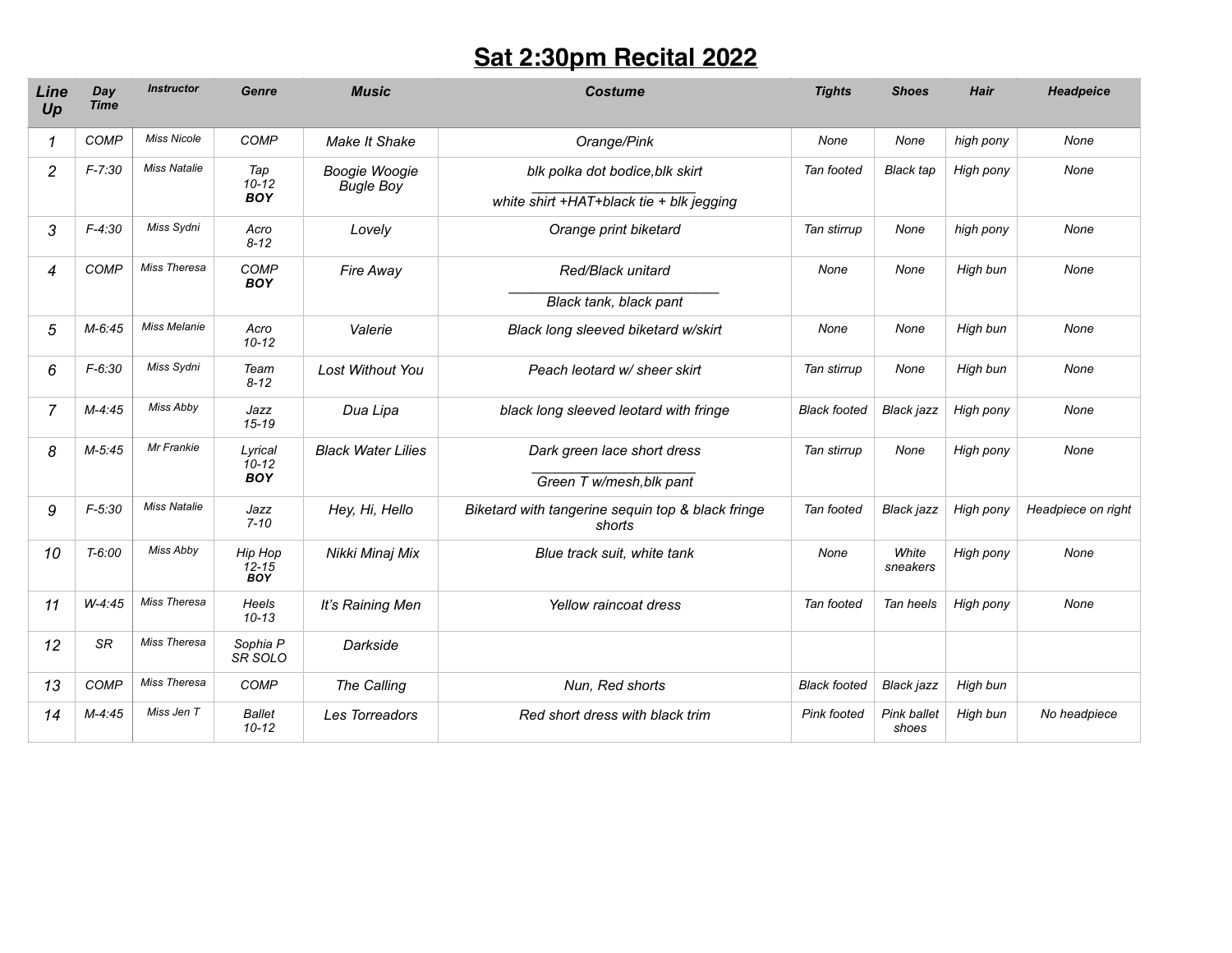# Sat 2:30pm Recital 2022

| Line Up | Day Time | Instructor | Genre | Music | Costume | Tights | Shoes | Hair | Headpeice |
|---|---|---|---|---|---|---|---|---|---|
| 1 | COMP | Miss Nicole | COMP | Make It Shake | Orange/Pink | None | None | high pony | None |
| 2 | F-7:30 | Miss Natalie | Tap 10-12 **BOY** | Boogie Woogie Bugle Boy | blk polka dot bodice,blk skirt ____________________ white shirt +HAT+black tie + blk jegging | Tan footed | Black tap | High pony | None |
| 3 | F-4:30 | Miss Sydni | Acro 8-12 | Lovely | Orange print biketard | Tan stirrup | None | high pony | None |
| 4 | COMP | Miss Theresa | COMP **BOY** | Fire Away | Red/Black unitard ________________________ Black tank, black pant | None | None | High bun | None |
| 5 | M-6:45 | Miss Melanie | Acro 10-12 | Valerie | Black long sleeved biketard w/skirt | None | None | High bun | None |
| 6 | F-6:30 | Miss Sydni | Team 8-12 | Lost Without You | Peach leotard w/ sheer skirt | Tan stirrup | None | High bun | None |
| 7 | M-4:45 | Miss Abby | Jazz 15-19 | Dua Lipa | black long sleeved leotard with fringe | Black footed | Black jazz | High pony | None |
| 8 | M-5:45 | Mr Frankie | Lyrical 10-12 **BOY** | Black Water Lilies | Dark green lace short dress ____________________ Green T w/mesh,blk pant | Tan stirrup | None | High pony | None |
| 9 | F-5:30 | Miss Natalie | Jazz 7-10 | Hey, Hi, Hello | Biketard with tangerine sequin top & black fringe shorts | Tan footed | Black jazz | High pony | Headpiece on right |
| 10 | T-6:00 | Miss Abby | Hip Hop 12-15 **BOY** | Nikki Minaj Mix | Blue track suit, white tank | None | White sneakers | High pony | None |
| 11 | W-4:45 | Miss Theresa | Heels 10-13 | It's Raining Men | Yellow raincoat dress | Tan footed | Tan heels | High pony | None |
| 12 | SR | Miss Theresa | Sophia P SR SOLO | Darkside | | | | | |
| 13 | COMP | Miss Theresa | COMP | The Calling | Nun, Red shorts | Black footed | Black jazz | High bun | |
| 14 | M-4:45 | Miss Jen T | Ballet 10-12 | Les Torreadors | Red short dress with black trim | Pink footed | Pink ballet shoes | High bun | No headpiece |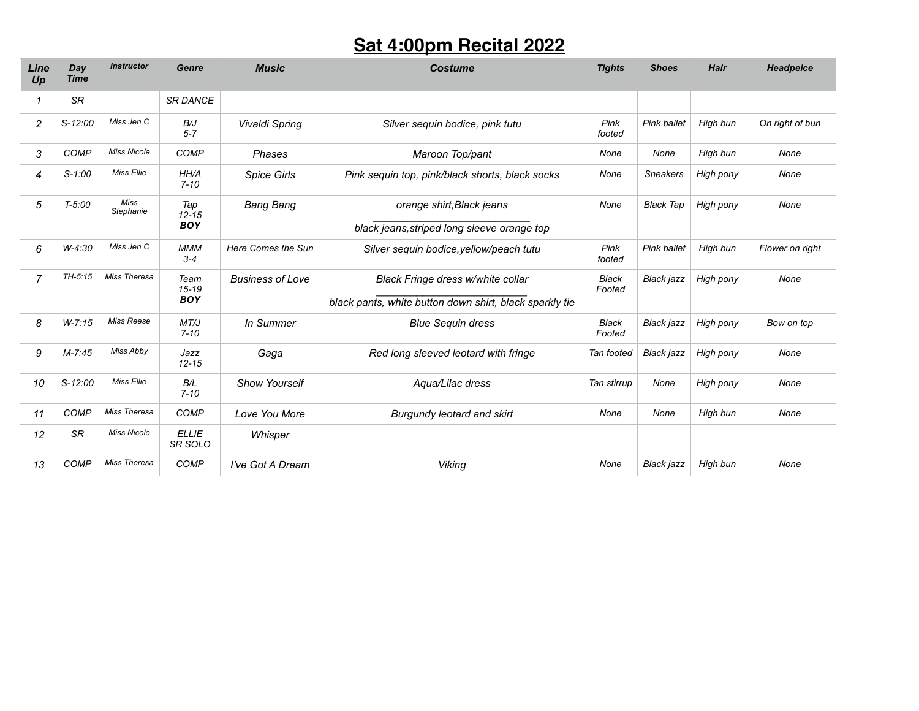# Sat 4:00pm Recital 2022

| Line Up | Day Time | Instructor | Genre | Music | Costume | Tights | Shoes | Hair | Headpeice |
|---|---|---|---|---|---|---|---|---|---|
| 1 | SR | | SR DANCE | | | | | | |
| 2 | S-12:00 | Miss Jen C | B/J 5-7 | Vivaldi Spring | Silver sequin bodice, pink tutu | Pink footed | Pink ballet | High bun | On right of bun |
| 3 | COMP | Miss Nicole | COMP | Phases | Maroon Top/pant | None | None | High bun | None |
| 4 | S-1:00 | Miss Ellie | HH/A 7-10 | Spice Girls | Pink sequin top, pink/black shorts, black socks | None | Sneakers | High pony | None |
| 5 | T-5:00 | Miss Stephanie | Tap 12-15 **BOY** | Bang Bang | orange shirt,Black jeans ___________________________ black jeans,striped long sleeve orange top | None | Black Tap | High pony | None |
| 6 | W-4:30 | Miss Jen C | MMM 3-4 | Here Comes the Sun | Silver sequin bodice,yellow/peach tutu | Pink footed | Pink ballet | High bun | Flower on right |
| 7 | TH-5:15 | Miss Theresa | Team 15-19 **BOY** | Business of Love | Black Fringe dress w/white collar __________________________ black pants, white button down shirt, black sparkly tie | Black Footed | Black jazz | High pony | None |
| 8 | W-7:15 | Miss Reese | MT/J 7-10 | In Summer | Blue Sequin dress | Black Footed | Black jazz | High pony | Bow on top |
| 9 | M-7:45 | Miss Abby | Jazz 12-15 | Gaga | Red long sleeved leotard with fringe | Tan footed | Black jazz | High pony | None |
| 10 | S-12:00 | Miss Ellie | B/L 7-10 | Show Yourself | Aqua/Lilac dress | Tan stirrup | None | High pony | None |
| 11 | COMP | Miss Theresa | COMP | Love You More | Burgundy leotard and skirt | None | None | High bun | None |
| 12 | SR | Miss Nicole | ELLIE SR SOLO | Whisper | | | | | |
| 13 | COMP | Miss Theresa | COMP | I've Got A Dream | Viking | None | Black jazz | High bun | None |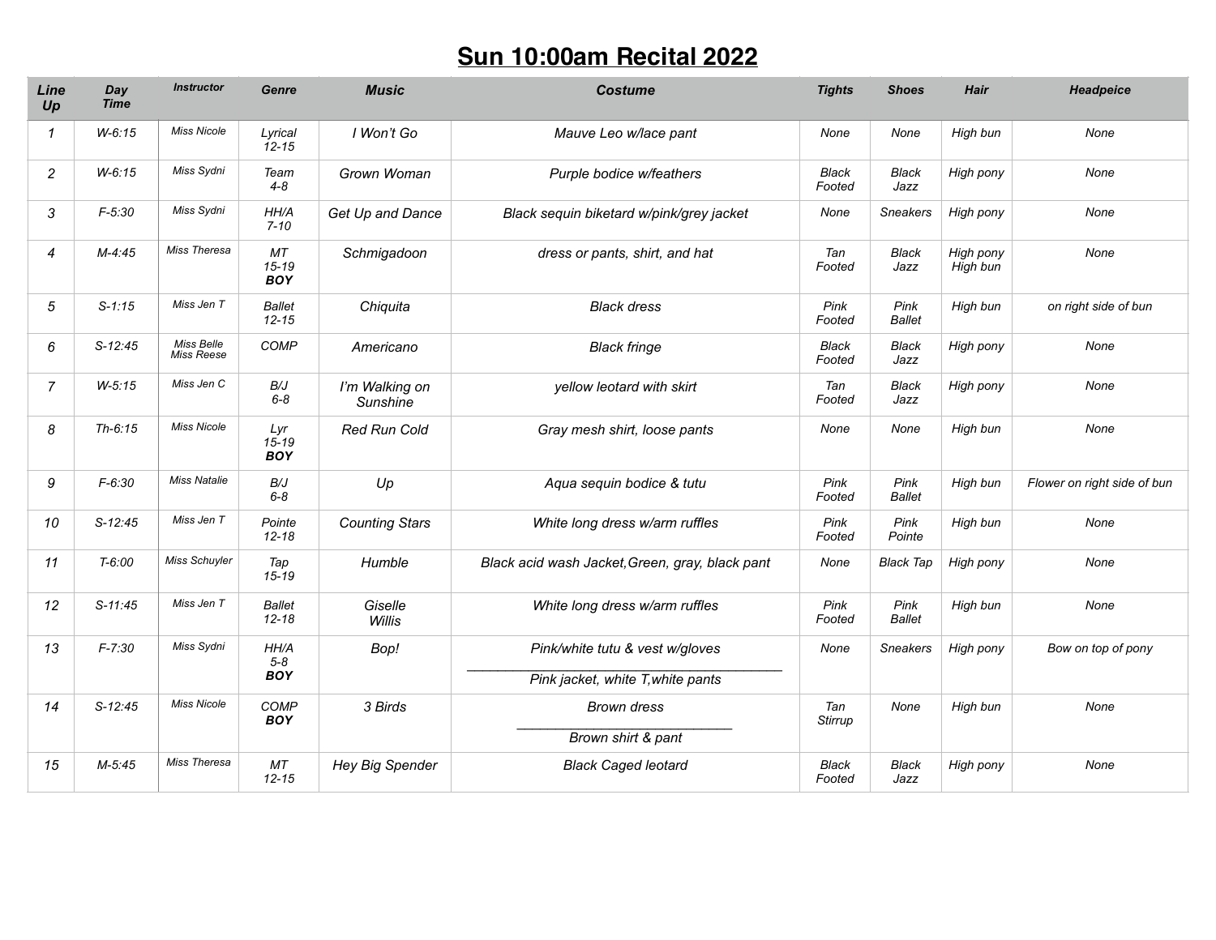# Sun 10:00am Recital 2022

| Line Up | Day Time | Instructor | Genre | Music | Costume | Tights | Shoes | Hair | Headpeice |
|---|---|---|---|---|---|---|---|---|---|
| 1 | W-6:15 | Miss Nicole | Lyrical 12-15 | I Won't Go | Mauve Leo w/lace pant | None | None | High bun | None |
| 2 | W-6:15 | Miss Sydni | Team 4-8 | Grown Woman | Purple bodice w/feathers | Black Footed | Black Jazz | High pony | None |
| 3 | F-5:30 | Miss Sydni | HH/A 7-10 | Get Up and Dance | Black sequin biketard w/pink/grey jacket | None | Sneakers | High pony | None |
| 4 | M-4:45 | Miss Theresa | MT 15-19 **BOY** | Schmigadoon | dress or pants, shirt, and hat | Tan Footed | Black Jazz | High pony High bun | None |
| 5 | S-1:15 | Miss Jen T | Ballet 12-15 | Chiquita | Black dress | Pink Footed | Pink Ballet | High bun | on right side of bun |
| 6 | S-12:45 | Miss Belle Miss Reese | COMP | Americano | Black fringe | Black Footed | Black Jazz | High pony | None |
| 7 | W-5:15 | Miss Jen C | B/J 6-8 | I'm Walking on Sunshine | yellow leotard with skirt | Tan Footed | Black Jazz | High pony | None |
| 8 | Th-6:15 | Miss Nicole | Lyr 15-19 **BOY** | Red Run Cold | Gray mesh shirt, loose pants | None | None | High bun | None |
| 9 | F-6:30 | Miss Natalie | B/J 6-8 | Up | Aqua sequin bodice & tutu | Pink Footed | Pink Ballet | High bun | Flower on right side of bun |
| 10 | S-12:45 | Miss Jen T | Pointe 12-18 | Counting Stars | White long dress w/arm ruffles | Pink Footed | Pink Pointe | High bun | None |
| 11 | T-6:00 | Miss Schuyler | Tap 15-19 | Humble | Black acid wash Jacket,Green, gray, black pant | None | Black Tap | High pony | None |
| 12 | S-11:45 | Miss Jen T | Ballet 12-18 | Giselle Willis | White long dress w/arm ruffles | Pink Footed | Pink Ballet | High bun | None |
| 13 | F-7:30 | Miss Sydni | HH/A 5-8 **BOY** | Bop! | Pink/white tutu & vest w/gloves ____ Pink jacket, white T,white pants | None | Sneakers | High pony | Bow on top of pony |
| 14 | S-12:45 | Miss Nicole | COMP **BOY** | 3 Birds | Brown dress ____ Brown shirt & pant | Tan Stirrup | None | High bun | None |
| 15 | M-5:45 | Miss Theresa | MT 12-15 | Hey Big Spender | Black Caged leotard | Black Footed | Black Jazz | High pony | None |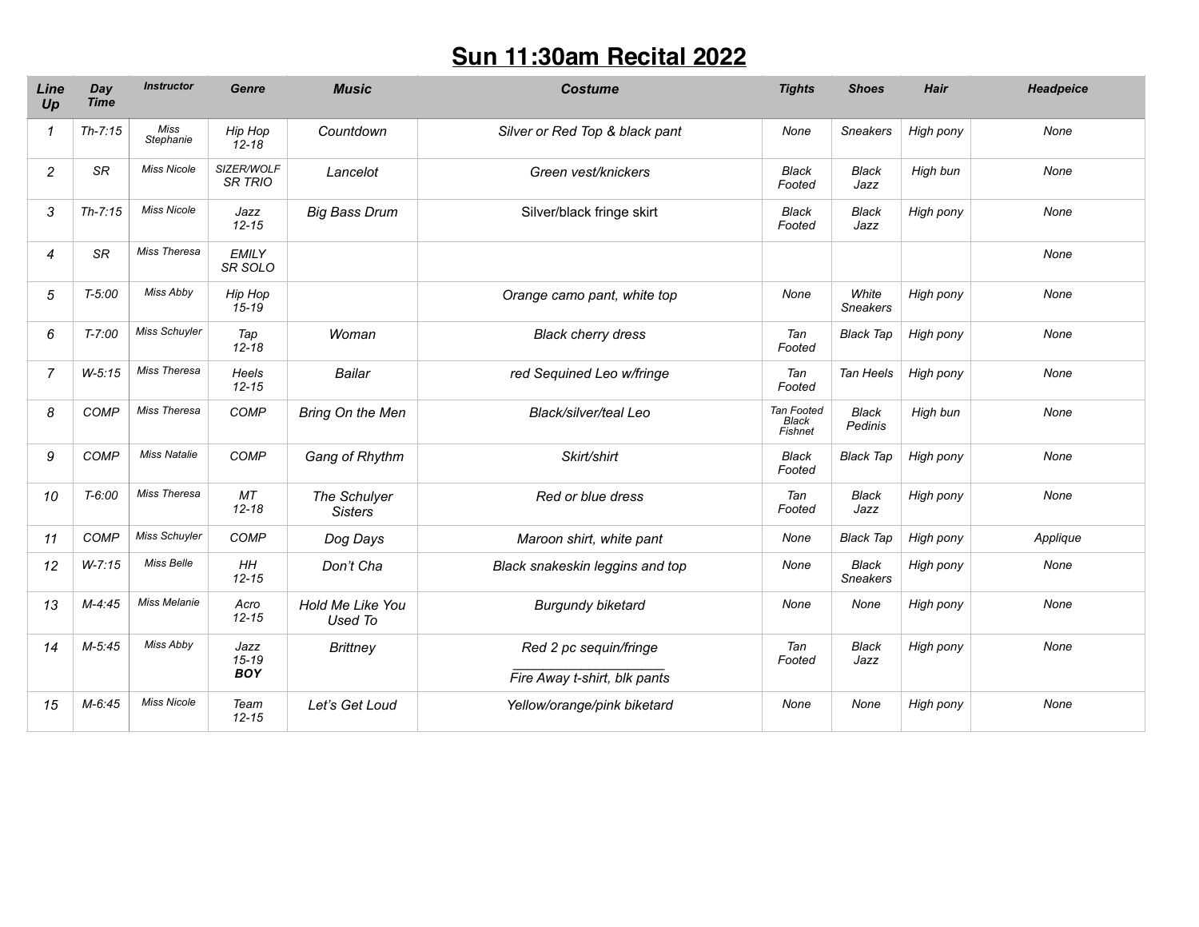# Sun 11:30am Recital 2022

| Line Up | Day Time | Instructor | Genre | Music | Costume | Tights | Shoes | Hair | Headpeice |
|---|---|---|---|---|---|---|---|---|---|
| 1 | Th-7:15 | Miss Stephanie | Hip Hop 12-18 | Countdown | Silver or Red Top & black pant | None | Sneakers | High pony | None |
| 2 | SR | Miss Nicole | SIZER/WOLF SR TRIO | Lancelot | Green vest/knickers | Black Footed | Black Jazz | High bun | None |
| 3 | Th-7:15 | Miss Nicole | Jazz 12-15 | Big Bass Drum | Silver/black fringe skirt | Black Footed | Black Jazz | High pony | None |
| 4 | SR | Miss Theresa | EMILY SR SOLO | | | | | | None |
| 5 | T-5:00 | Miss Abby | Hip Hop 15-19 | | Orange camo pant, white top | None | White Sneakers | High pony | None |
| 6 | T-7:00 | Miss Schuyler | Tap 12-18 | Woman | Black cherry dress | Tan Footed | Black Tap | High pony | None |
| 7 | W-5:15 | Miss Theresa | Heels 12-15 | Bailar | red Sequined Leo w/fringe | Tan Footed | Tan Heels | High pony | None |
| 8 | COMP | Miss Theresa | COMP | Bring On the Men | Black/silver/teal Leo | Tan Footed Black Fishnet | Black Pedinis | High bun | None |
| 9 | COMP | Miss Natalie | COMP | Gang of Rhythm | Skirt/shirt | Black Footed | Black Tap | High pony | None |
| 10 | T-6:00 | Miss Theresa | MT 12-18 | The Schulyer Sisters | Red or blue dress | Tan Footed | Black Jazz | High pony | None |
| 11 | COMP | Miss Schuyler | COMP | Dog Days | Maroon shirt, white pant | None | Black Tap | High pony | Applique |
| 12 | W-7:15 | Miss Belle | HH 12-15 | Don't Cha | Black snakeskin leggins and top | None | Black Sneakers | High pony | None |
| 13 | M-4:45 | Miss Melanie | Acro 12-15 | Hold Me Like You Used To | Burgundy biketard | None | None | High pony | None |
| 14 | M-5:45 | Miss Abby | Jazz 15-19 **BOY** | Brittney | Red 2 pc sequin/fringe ____________________ Fire Away t-shirt, blk pants | Tan Footed | Black Jazz | High pony | None |
| 15 | M-6:45 | Miss Nicole | Team 12-15 | Let's Get Loud | Yellow/orange/pink biketard | None | None | High pony | None |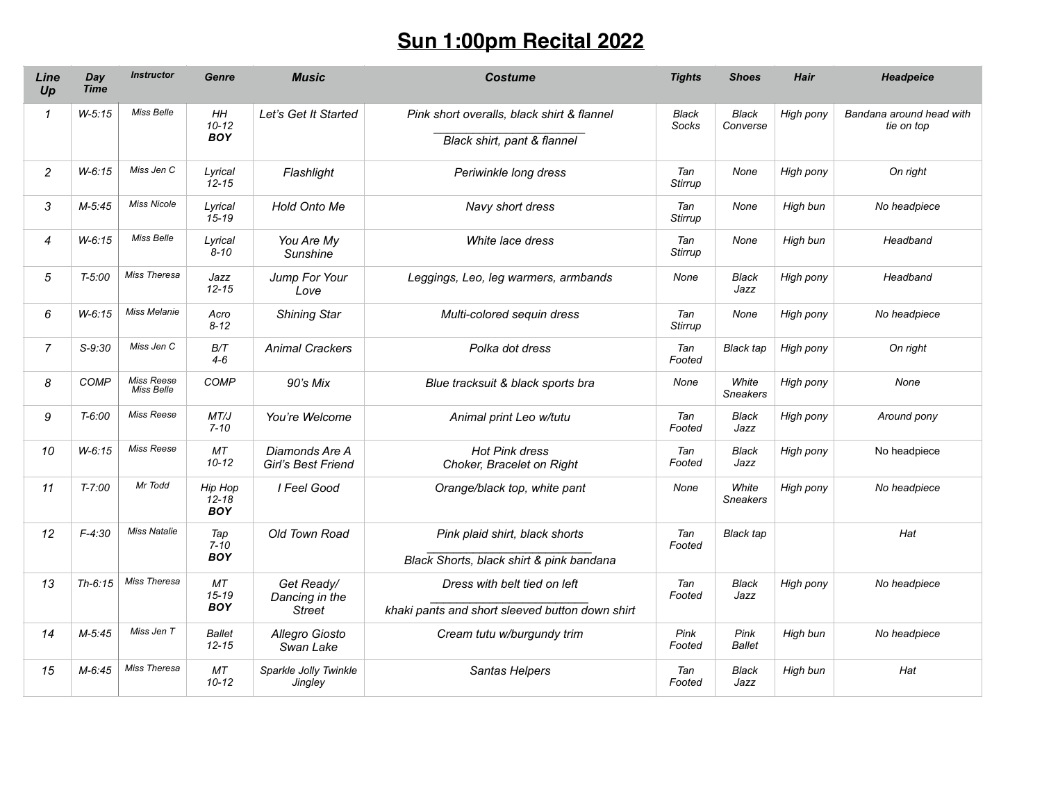# Sun 1:00pm Recital 2022

| Line Up | Day Time | Instructor | Genre | Music | Costume | Tights | Shoes | Hair | Headpeice |
|---|---|---|---|---|---|---|---|---|---|
| 1 | W-5:15 | Miss Belle | HH 10-12 **BOY** | Let's Get It Started | Pink short overalls, black shirt & flannel ______________________ Black shirt, pant & flannel | Black Socks | Black Converse | High pony | Bandana around head with tie on top |
| 2 | W-6:15 | Miss Jen C | Lyrical 12-15 | Flashlight | Periwinkle long dress | Tan Stirrup | None | High pony | On right |
| 3 | M-5:45 | Miss Nicole | Lyrical 15-19 | Hold Onto Me | Navy short dress | Tan Stirrup | None | High bun | No headpiece |
| 4 | W-6:15 | Miss Belle | Lyrical 8-10 | You Are My Sunshine | White lace dress | Tan Stirrup | None | High bun | Headband |
| 5 | T-5:00 | Miss Theresa | Jazz 12-15 | Jump For Your Love | Leggings, Leo, leg warmers, armbands | None | Black Jazz | High pony | Headband |
| 6 | W-6:15 | Miss Melanie | Acro 8-12 | Shining Star | Multi-colored sequin dress | Tan Stirrup | None | High pony | No headpiece |
| 7 | S-9:30 | Miss Jen C | B/T 4-6 | Animal Crackers | Polka dot dress | Tan Footed | Black tap | High pony | On right |
| 8 | COMP | Miss Reese Miss Belle | COMP | 90's Mix | Blue tracksuit & black sports bra | None | White Sneakers | High pony | None |
| 9 | T-6:00 | Miss Reese | MT/J 7-10 | You're Welcome | Animal print Leo w/tutu | Tan Footed | Black Jazz | High pony | Around pony |
| 10 | W-6:15 | Miss Reese | MT 10-12 | Diamonds Are A Girl's Best Friend | Hot Pink dress Choker, Bracelet on Right | Tan Footed | Black Jazz | High pony | No headpiece |
| 11 | T-7:00 | Mr Todd | Hip Hop 12-18 **BOY** | I Feel Good | Orange/black top, white pant | None | White Sneakers | High pony | No headpiece |
| 12 | F-4:30 | Miss Natalie | Tap 7-10 **BOY** | Old Town Road | Pink plaid shirt, black shorts ______________________ Black Shorts, black shirt & pink bandana | Tan Footed | Black tap | | Hat |
| 13 | Th-6:15 | Miss Theresa | MT 15-19 **BOY** | Get Ready/ Dancing in the Street | Dress with belt tied on left ______________________ khaki pants and short sleeved button down shirt | Tan Footed | Black Jazz | High pony | No headpiece |
| 14 | M-5:45 | Miss Jen T | Ballet 12-15 | Allegro Giosto Swan Lake | Cream tutu w/burgundy trim | Pink Footed | Pink Ballet | High bun | No headpiece |
| 15 | M-6:45 | Miss Theresa | MT 10-12 | Sparkle Jolly Twinkle Jingley | Santas Helpers | Tan Footed | Black Jazz | High bun | Hat |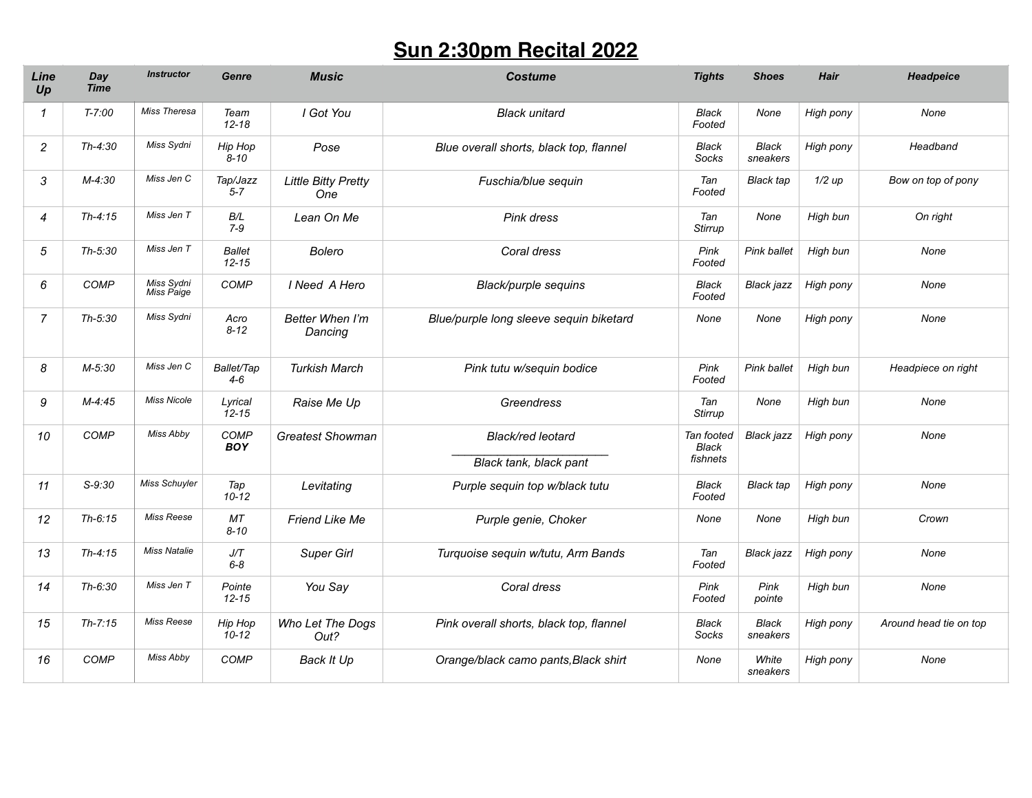# Sun 2:30pm Recital 2022

| Line Up | Day Time | Instructor | Genre | Music | Costume | Tights | Shoes | Hair | Headpeice |
|---|---|---|---|---|---|---|---|---|---|
| 1 | T-7:00 | Miss Theresa | Team 12-18 | I Got You | Black unitard | Black Footed | None | High pony | None |
| 2 | Th-4:30 | Miss Sydni | Hip Hop 8-10 | Pose | Blue overall shorts, black top, flannel | Black Socks | Black sneakers | High pony | Headband |
| 3 | M-4:30 | Miss Jen C | Tap/Jazz 5-7 | Little Bitty Pretty One | Fuschia/blue sequin | Tan Footed | Black tap | 1/2 up | Bow on top of pony |
| 4 | Th-4:15 | Miss Jen T | B/L 7-9 | Lean On Me | Pink dress | Tan Stirrup | None | High bun | On right |
| 5 | Th-5:30 | Miss Jen T | Ballet 12-15 | Bolero | Coral dress | Pink Footed | Pink ballet | High bun | None |
| 6 | COMP | Miss Sydni Miss Paige | COMP | I Need A Hero | Black/purple sequins | Black Footed | Black jazz | High pony | None |
| 7 | Th-5:30 | Miss Sydni | Acro 8-12 | Better When I'm Dancing | Blue/purple long sleeve sequin biketard | None | None | High pony | None |
| 8 | M-5:30 | Miss Jen C | Ballet/Tap 4-6 | Turkish March | Pink tutu w/sequin bodice | Pink Footed | Pink ballet | High bun | Headpiece on right |
| 9 | M-4:45 | Miss Nicole | Lyrical 12-15 | Raise Me Up | Greendress | Tan Stirrup | None | High bun | None |
| 10 | COMP | Miss Abby | COMP **BOY** | Greatest Showman | Black/red leotard<br>________________________<br>Black tank, black pant | Tan footed Black fishnets | Black jazz | High pony | None |
| 11 | S-9:30 | Miss Schuyler | Tap 10-12 | Levitating | Purple sequin top w/black tutu | Black Footed | Black tap | High pony | None |
| 12 | Th-6:15 | Miss Reese | MT 8-10 | Friend Like Me | Purple genie, Choker | None | None | High bun | Crown |
| 13 | Th-4:15 | Miss Natalie | J/T 6-8 | Super Girl | Turquoise sequin w/tutu, Arm Bands | Tan Footed | Black jazz | High pony | None |
| 14 | Th-6:30 | Miss Jen T | Pointe 12-15 | You Say | Coral dress | Pink Footed | Pink pointe | High bun | None |
| 15 | Th-7:15 | Miss Reese | Hip Hop 10-12 | Who Let The Dogs Out? | Pink overall shorts, black top, flannel | Black Socks | Black sneakers | High pony | Around head tie on top |
| 16 | COMP | Miss Abby | COMP | Back It Up | Orange/black camo pants,Black shirt | None | White sneakers | High pony | None |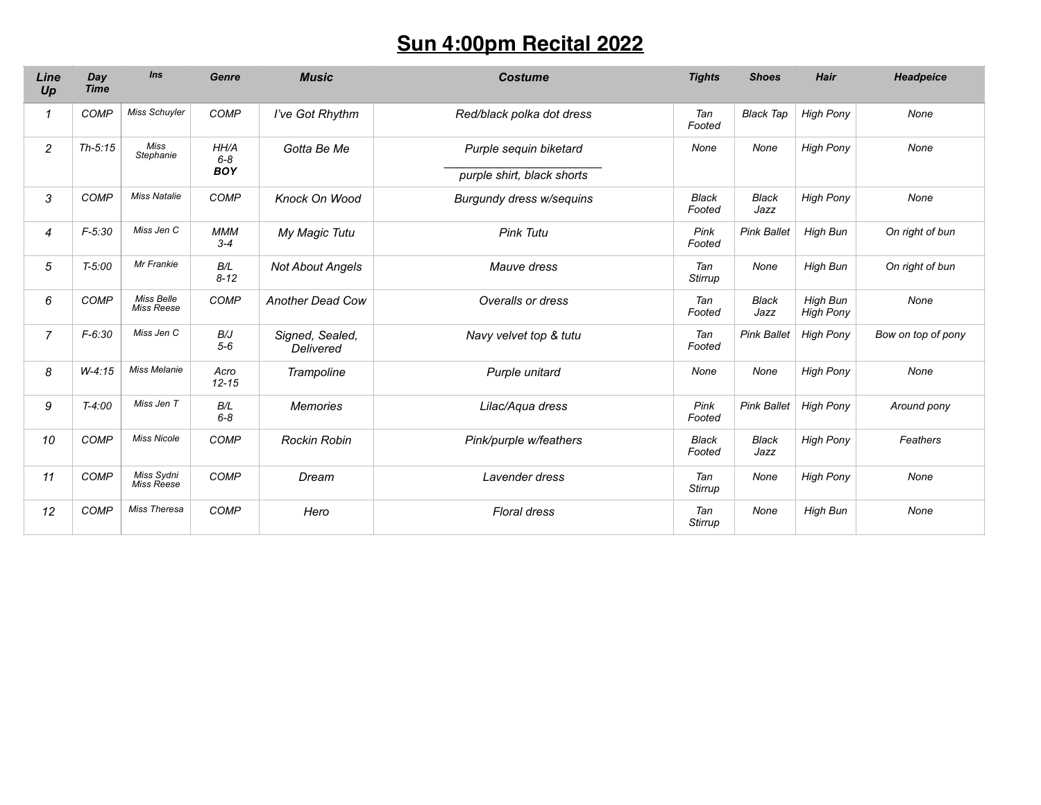# Sun 4:00pm Recital 2022

| Line Up | Day Time | Ins | Genre | Music | Costume | Tights | Shoes | Hair | Headpeice |
|---|---|---|---|---|---|---|---|---|---|
| 1 | COMP | Miss Schuyler | COMP | I've Got Rhythm | Red/black polka dot dress | Tan Footed | Black Tap | High Pony | None |
| 2 | Th-5:15 | Miss Stephanie | HH/A 6-8 **BOY** | Gotta Be Me | Purple sequin biketard / purple shirt, black shorts | None | None | High Pony | None |
| 3 | COMP | Miss Natalie | COMP | Knock On Wood | Burgundy dress w/sequins | Black Footed | Black Jazz | High Pony | None |
| 4 | F-5:30 | Miss Jen C | MMM 3-4 | My Magic Tutu | Pink Tutu | Pink Footed | Pink Ballet | High Bun | On right of bun |
| 5 | T-5:00 | Mr Frankie | B/L 8-12 | Not About Angels | Mauve dress | Tan Stirrup | None | High Bun | On right of bun |
| 6 | COMP | Miss Belle Miss Reese | COMP | Another Dead Cow | Overalls or dress | Tan Footed | Black Jazz | High Bun High Pony | None |
| 7 | F-6:30 | Miss Jen C | B/J 5-6 | Signed, Sealed, Delivered | Navy velvet top & tutu | Tan Footed | Pink Ballet | High Pony | Bow on top of pony |
| 8 | W-4:15 | Miss Melanie | Acro 12-15 | Trampoline | Purple unitard | None | None | High Pony | None |
| 9 | T-4:00 | Miss Jen T | B/L 6-8 | Memories | Lilac/Aqua dress | Pink Footed | Pink Ballet | High Pony | Around pony |
| 10 | COMP | Miss Nicole | COMP | Rockin Robin | Pink/purple w/feathers | Black Footed | Black Jazz | High Pony | Feathers |
| 11 | COMP | Miss Sydni Miss Reese | COMP | Dream | Lavender dress | Tan Stirrup | None | High Pony | None |
| 12 | COMP | Miss Theresa | COMP | Hero | Floral dress | Tan Stirrup | None | High Bun | None |